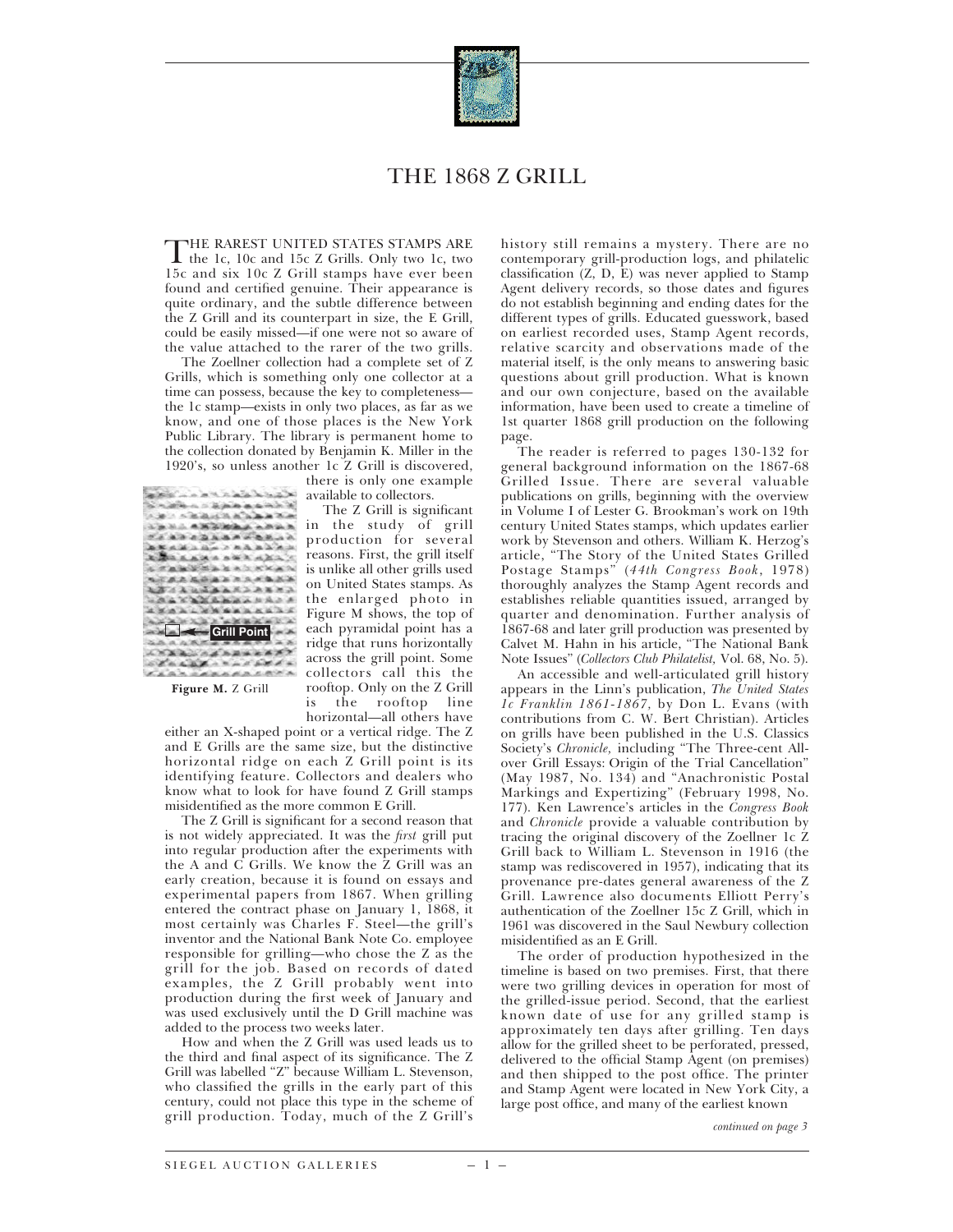# THE 1868 Z GRILL

THE RAREST UNITED STATES STAMPS ARE the 1c, 10c and 15c Z Grills. Only two 1c, two 15c and six 10c Z Grill stamps have ever been found and certified genuine. Their appearance is quite ordinary, and the subtle difference between the Z Grill and its counterpart in size, the E Grill, could be easily missed—if one were not so aware of the value attached to the rarer of the two grills.

The Zoellner collection had a complete set of Z Grills, which is something only one collector at a time can possess, because the key to completeness—the 1c stamp—exists in only two places, as far as we know, and one of those places is the New York Public Library. The library is permanent home to the collection donated by Benjamin K. Miller in the 1920's, so unless another 1c Z Grill is discovered, there is only one example available to collectors.

Grill Point

**Figure M.** Z Grill

The Z Grill is significant in the study of grill production for several reasons. First, the grill itself is unlike all other grills used on United States stamps. As the enlarged photo in Figure M shows, the top of each pyramidal point has a ridge that runs horizontally across the grill point. Some collectors call this the rooftop. Only on the Z Grill is the rooftop line horizontal—all others have either an X-shaped point or a vertical ridge. The Z and E Grills are the same size, but the distinctive horizontal ridge on each Z Grill point is its identifying feature. Collectors and dealers who know what to look for have found Z Grill stamps misidentified as the more common E Grill.

The Z Grill is significant for a second reason that is not widely appreciated. It was the *first* grill put into regular production after the experiments with the A and C Grills. We know the Z Grill was an early creation, because it is found on essays and experimental papers from 1867. When grilling entered the contract phase on January 1, 1868, it most certainly was Charles F. Steel—the grill's inventor and the National Bank Note Co. employee responsible for grilling—who chose the Z as the grill for the job. Based on records of dated examples, the Z Grill probably went into production during the first week of January and was used exclusively until the D Grill machine was added to the process two weeks later.

How and when the Z Grill was used leads us to the third and final aspect of its significance. The Z Grill was labelled "Z" because William L. Stevenson, who classified the grills in the early part of this century, could not place this type in the scheme of grill production. Today, much of the Z Grill's history still remains a mystery. There are no contemporary grill-production logs, and philatelic classification (Z, D, E) was never applied to Stamp Agent delivery records, so those dates and figures do not establish beginning and ending dates for the different types of grills. Educated guesswork, based on earliest recorded uses, Stamp Agent records, relative scarcity and observations made of the material itself, is the only means to answering basic questions about grill production. What is known and our own conjecture, based on the available information, have been used to create a timeline of 1st quarter 1868 grill production on the following page.

The reader is referred to pages 130-132 for general background information on the 1867-68 Grilled Issue. There are several valuable publications on grills, beginning with the overview in Volume I of Lester G. Brookman's work on 19th century United States stamps, which updates earlier work by Stevenson and others. William K. Herzog's article, "The Story of the United States Grilled Postage Stamps" (*44th Congress Book*, 1978) thoroughly analyzes the Stamp Agent records and establishes reliable quantities issued, arranged by quarter and denomination. Further analysis of 1867-68 and later grill production was presented by Calvet M. Hahn in his article, "The National Bank Note Issues" (*Collectors Club Philatelist*, Vol. 68, No. 5).

An accessible and well-articulated grill history appears in the Linn's publication, *The United States 1c Franklin 1861-1867*, by Don L. Evans (with contributions from C. W. Bert Christian). Articles on grills have been published in the U.S. Classics Society's *Chronicle*, including "The Three-cent All-over Grill Essays: Origin of the Trial Cancellation" (May 1987, No. 134) and "Anachronistic Postal Markings and Expertizing" (February 1998, No. 177). Ken Lawrence's articles in the *Congress Book* and *Chronicle* provide a valuable contribution by tracing the original discovery of the Zoellner 1c Z Grill back to William L. Stevenson in 1916 (the stamp was rediscovered in 1957), indicating that its provenance pre-dates general awareness of the Z Grill. Lawrence also documents Elliott Perry's authentication of the Zoellner 15c Z Grill, which in 1961 was discovered in the Saul Newbury collection misidentified as an E Grill.

The order of production hypothesized in the timeline is based on two premises. First, that there were two grilling devices in operation for most of the grilled-issue period. Second, that the earliest known date of use for any grilled stamp is approximately ten days after grilling. Ten days allow for the grilled sheet to be perforated, pressed, delivered to the official Stamp Agent (on premises) and then shipped to the post office. The printer and Stamp Agent were located in New York City, a large post office, and many of the earliest known

*continued on page 3*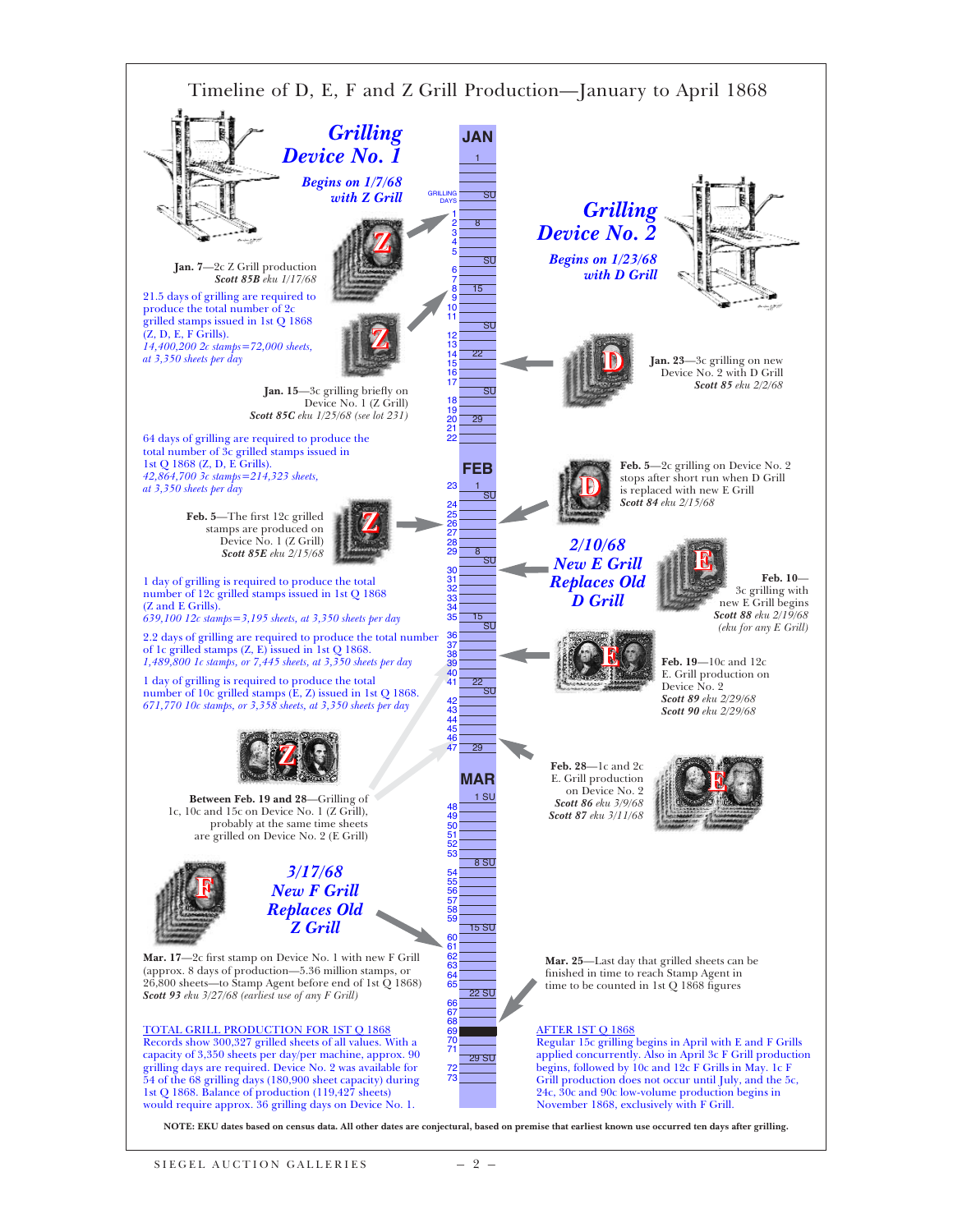# Timeline of D, E, F and Z Grill Production—January to April 1868

## Grilling Device No. 1

*Begins on 1/7/68 with Z Grill*

## Grilling Device No. 2

*Begins on 1/23/68 with D Grill*

**Jan. 7**—2c Z Grill production
***Scott 85B** eku 1/17/68*

21.5 days of grilling are required to produce the total number of 2c grilled stamps issued in 1st Q 1868 (Z, D, E, F Grills).
*14,400,200 2c stamps=72,000 sheets, at 3,350 sheets per day*

**Jan. 15**—3c grilling briefly on Device No. 1 (Z Grill)
***Scott 85C** eku 1/25/68 (see lot 231)*

**Jan. 23**—3c grilling on new Device No. 2 with D Grill
***Scott 85** eku 2/2/68*

64 days of grilling are required to produce the total number of 3c grilled stamps issued in 1st Q 1868 (Z, D, E Grills).
*42,864,700 3c stamps=214,323 sheets, at 3,350 sheets per day*

**Feb. 5**—2c grilling on Device No. 2 stops after short run when D Grill is replaced with new E Grill
***Scott 84** eku 2/15/68*

**Feb. 5**—The first 12c grilled stamps are produced on Device No. 1 (Z Grill)
***Scott 85E** eku 2/15/68*

### 2/10/68 New E Grill Replaces Old D Grill

**Feb. 10**—3c grilling with new E Grill begins
***Scott 88** eku 2/19/68 (eku for any E Grill)*

1 day of grilling is required to produce the total number of 12c grilled stamps issued in 1st Q 1868 (Z and E Grills).
*639,100 12c stamps=3,195 sheets, at 3,350 sheets per day*

2.2 days of grilling are required to produce the total number of 1c grilled stamps (Z, E) issued in 1st Q 1868.
*1,489,800 1c stamps, or 7,445 sheets, at 3,350 sheets per day*

1 day of grilling is required to produce the total number of 10c grilled stamps (E, Z) issued in 1st Q 1868.
*671,770 10c stamps, or 3,358 sheets, at 3,350 sheets per day*

**Feb. 19**—10c and 12c E. Grill production on Device No. 2
***Scott 89** eku 2/29/68*
***Scott 90** eku 2/29/68*

**Between Feb. 19 and 28**—Grilling of 1c, 10c and 15c on Device No. 1 (Z Grill), probably at the same time sheets are grilled on Device No. 2 (E Grill)

**Feb. 28**—1c and 2c E. Grill production on Device No. 2
***Scott 86** eku 3/9/68*
***Scott 87** eku 3/11/68*

### 3/17/68 New F Grill Replaces Old Z Grill

**Mar. 17**—2c first stamp on Device No. 1 with new F Grill (approx. 8 days of production—5.36 million stamps, or 26,800 sheets—to Stamp Agent before end of 1st Q 1868)
***Scott 93** eku 3/27/68 (earliest use of any F Grill)*

**Mar. 25**—Last day that grilled sheets can be finished in time to reach Stamp Agent in time to be counted in 1st Q 1868 figures

TOTAL GRILL PRODUCTION FOR 1ST Q 1868
Records show 300,327 grilled sheets of all values. With a capacity of 3,350 sheets per day/per machine, approx. 90 grilling days are required. Device No. 2 was available for 54 of the 68 grilling days (180,900 sheet capacity) during 1st Q 1868. Balance of production (119,427 sheets) would require approx. 36 grilling days on Device No. 1.

AFTER 1ST Q 1868
Regular 15c grilling begins in April with E and F Grills applied concurrently. Also in April 3c F Grill production begins, followed by 10c and 12c F Grills in May. 1c F Grill production does not occur until July, and the 5c, 24c, 30c and 90c low-volume production begins in November 1868, exclusively with F Grill.

**NOTE: EKU dates based on census data. All other dates are conjectural, based on premise that earliest known use occurred ten days after grilling.**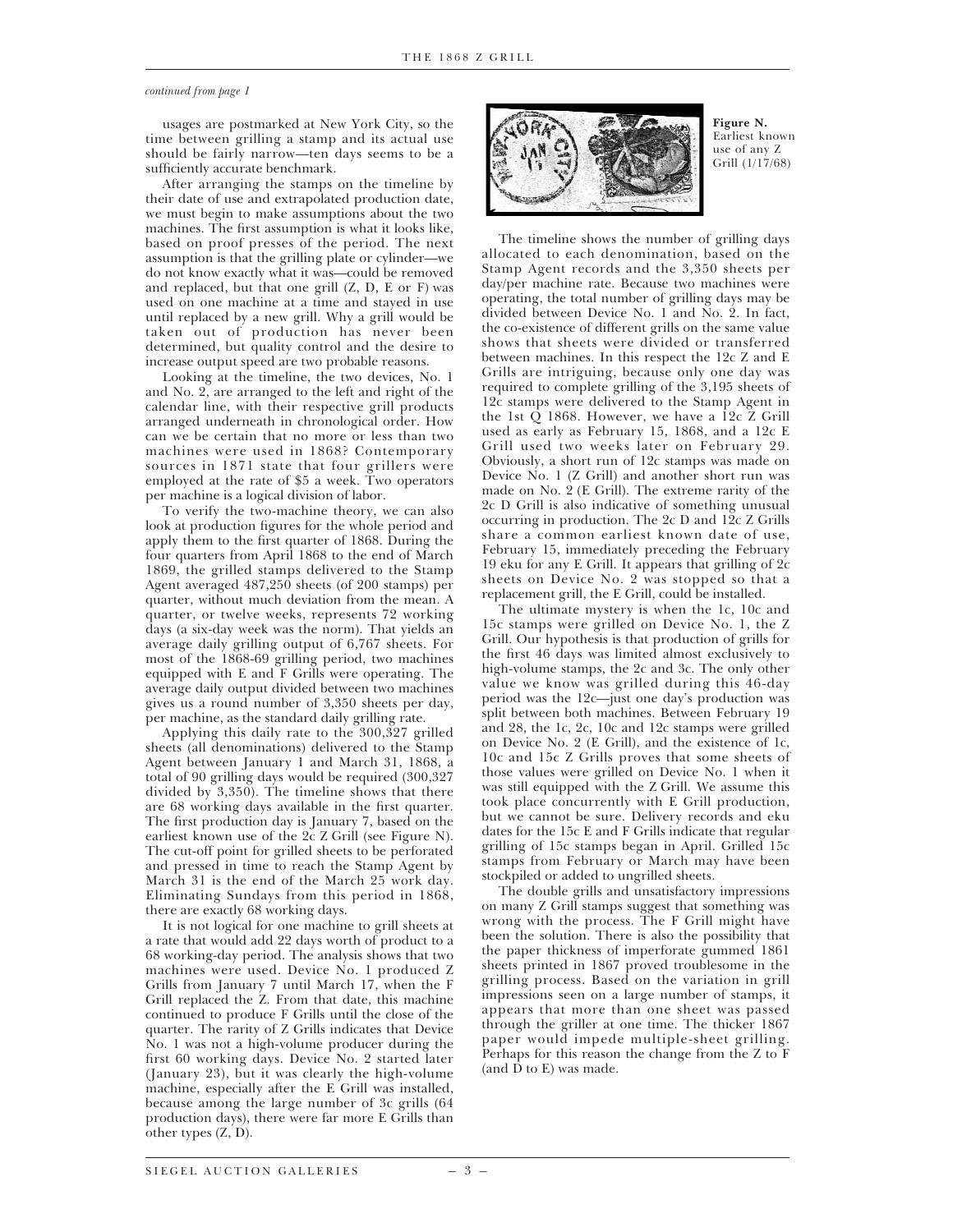*continued from page 1*

usages are postmarked at New York City, so the time between grilling a stamp and its actual use should be fairly narrow—ten days seems to be a sufficiently accurate benchmark.

After arranging the stamps on the timeline by their date of use and extrapolated production date, we must begin to make assumptions about the two machines. The first assumption is what it looks like, based on proof presses of the period. The next assumption is that the grilling plate or cylinder—we do not know exactly what it was—could be removed and replaced, but that one grill (Z, D, E or F) was used on one machine at a time and stayed in use until replaced by a new grill. Why a grill would be taken out of production has never been determined, but quality control and the desire to increase output speed are two probable reasons.

Looking at the timeline, the two devices, No. 1 and No. 2, are arranged to the left and right of the calendar line, with their respective grill products arranged underneath in chronological order. How can we be certain that no more or less than two machines were used in 1868? Contemporary sources in 1871 state that four grillers were employed at the rate of $5 a week. Two operators per machine is a logical division of labor.

To verify the two-machine theory, we can also look at production figures for the whole period and apply them to the first quarter of 1868. During the four quarters from April 1868 to the end of March 1869, the grilled stamps delivered to the Stamp Agent averaged 487,250 sheets (of 200 stamps) per quarter, without much deviation from the mean. A quarter, or twelve weeks, represents 72 working days (a six-day week was the norm). That yields an average daily grilling output of 6,767 sheets. For most of the 1868-69 grilling period, two machines equipped with E and F Grills were operating. The average daily output divided between two machines gives us a round number of 3,350 sheets per day, per machine, as the standard daily grilling rate.

Applying this daily rate to the 300,327 grilled sheets (all denominations) delivered to the Stamp Agent between January 1 and March 31, 1868, a total of 90 grilling days would be required (300,327 divided by 3,350). The timeline shows that there are 68 working days available in the first quarter. The first production day is January 7, based on the earliest known use of the 2c Z Grill (see Figure N). The cut-off point for grilled sheets to be perforated and pressed in time to reach the Stamp Agent by March 31 is the end of the March 25 work day. Eliminating Sundays from this period in 1868, there are exactly 68 working days.

It is not logical for one machine to grill sheets at a rate that would add 22 days worth of product to a 68 working-day period. The analysis shows that two machines were used. Device No. 1 produced Z Grills from January 7 until March 17, when the F Grill replaced the Z. From that date, this machine continued to produce F Grills until the close of the quarter. The rarity of Z Grills indicates that Device No. 1 was not a high-volume producer during the first 60 working days. Device No. 2 started later (January 23), but it was clearly the high-volume machine, especially after the E Grill was installed, because among the large number of 3c grills (64 production days), there were far more E Grills than other types (Z, D).

**Figure N.** Earliest known use of any Z Grill (1/17/68)

The timeline shows the number of grilling days allocated to each denomination, based on the Stamp Agent records and the 3,350 sheets per day/per machine rate. Because two machines were operating, the total number of grilling days may be divided between Device No. 1 and No. 2. In fact, the co-existence of different grills on the same value shows that sheets were divided or transferred between machines. In this respect the 12c Z and E Grills are intriguing, because only one day was required to complete grilling of the 3,195 sheets of 12c stamps were delivered to the Stamp Agent in the 1st Q 1868. However, we have a 12c Z Grill used as early as February 15, 1868, and a 12c E Grill used two weeks later on February 29. Obviously, a short run of 12c stamps was made on Device No. 1 (Z Grill) and another short run was made on No. 2 (E Grill). The extreme rarity of the 2c D Grill is also indicative of something unusual occurring in production. The 2c D and 12c Z Grills share a common earliest known date of use, February 15, immediately preceding the February 19 eku for any E Grill. It appears that grilling of 2c sheets on Device No. 2 was stopped so that a replacement grill, the E Grill, could be installed.

The ultimate mystery is when the 1c, 10c and 15c stamps were grilled on Device No. 1, the Z Grill. Our hypothesis is that production of grills for the first 46 days was limited almost exclusively to high-volume stamps, the 2c and 3c. The only other value we know was grilled during this 46-day period was the 12c—just one day's production was split between both machines. Between February 19 and 28, the 1c, 2c, 10c and 12c stamps were grilled on Device No. 2 (E Grill), and the existence of 1c, 10c and 15c Z Grills proves that some sheets of those values were grilled on Device No. 1 when it was still equipped with the Z Grill. We assume this took place concurrently with E Grill production, but we cannot be sure. Delivery records and eku dates for the 15c E and F Grills indicate that regular grilling of 15c stamps began in April. Grilled 15c stamps from February or March may have been stockpiled or added to ungrilled sheets.

The double grills and unsatisfactory impressions on many Z Grill stamps suggest that something was wrong with the process. The F Grill might have been the solution. There is also the possibility that the paper thickness of imperforate gummed 1861 sheets printed in 1867 proved troublesome in the grilling process. Based on the variation in grill impressions seen on a large number of stamps, it appears that more than one sheet was passed through the griller at one time. The thicker 1867 paper would impede multiple-sheet grilling. Perhaps for this reason the change from the Z to F (and D to E) was made.